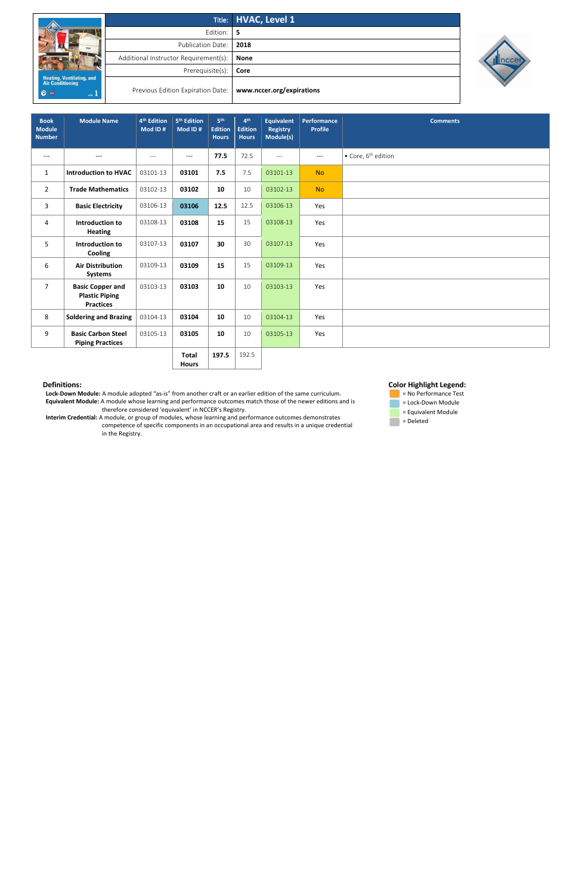| | |
|---|---|
| Title: | **HVAC, Level 1** |
| Edition: | **5** |
| Publication Date: | **2018** |
| Additional Instructor Requirement(s): | **None** |
| Prerequisite(s): | **Core** |
| Previous Edition Expiration Date: | **www.nccer.org/expirations** |

| Book Module Number | Module Name | 4th Edition Mod ID # | 5th Edition Mod ID # | 5th Edition Hours | 4th Edition Hours | Equivalent Registry Module(s) | Performance Profile | Comments |
|---|---|---|---|---|---|---|---|---|
| --- | --- | --- | --- | **77.5** | 72.5 | --- | --- | • Core, 6th edition |
| 1 | **Introduction to HVAC** | 03101-13 | **03101** | **7.5** | 7.5 | 03101-13 | No | |
| 2 | **Trade Mathematics** | 03102-13 | **03102** | **10** | 10 | 03102-13 | No | |
| 3 | **Basic Electricity** | 03106-13 | **03106** | **12.5** | 12.5 | 03106-13 | Yes | |
| 4 | **Introduction to Heating** | 03108-13 | **03108** | **15** | 15 | 03108-13 | Yes | |
| 5 | **Introduction to Cooling** | 03107-13 | **03107** | **30** | 30 | 03107-13 | Yes | |
| 6 | **Air Distribution Systems** | 03109-13 | **03109** | **15** | 15 | 03109-13 | Yes | |
| 7 | **Basic Copper and Plastic Piping Practices** | 03103-13 | **03103** | **10** | 10 | 03103-13 | Yes | |
| 8 | **Soldering and Brazing** | 03104-13 | **03104** | **10** | 10 | 03104-13 | Yes | |
| 9 | **Basic Carbon Steel Piping Practices** | 03105-13 | **03105** | **10** | 10 | 03105-13 | Yes | |
| | | | **Total Hours** | **197.5** | 192.5 | | | |

### Definitions:

**Lock-Down Module:** A module adopted "as-is" from another craft or an earlier edition of the same curriculum.

**Equivalent Module:** A module whose learning and performance outcomes match those of the newer editions and is therefore considered 'equivalent' in NCCER's Registry.

**Interim Credential:** A module, or group of modules, whose learning and performance outcomes demonstrates competence of specific components in an occupational area and results in a unique credential in the Registry.

### Color Highlight Legend:

- = No Performance Test
- = Lock-Down Module
- = Equivalent Module
- = Deleted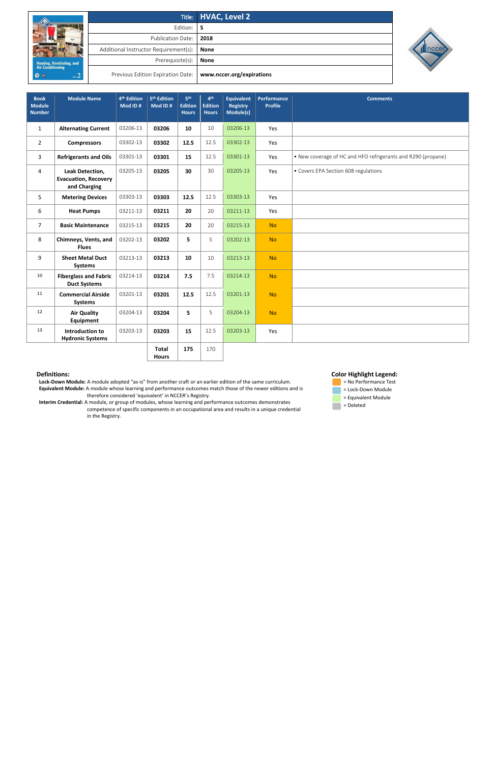| | |
|---|---|
| Title: | HVAC, Level 2 |
| Edition: | 5 |
| Publication Date: | 2018 |
| Additional Instructor Requirement(s): | None |
| Prerequisite(s): | None |
| Previous Edition Expiration Date: | www.nccer.org/expirations |

| Book Module Number | Module Name | 4th Edition Mod ID # | 5th Edition Mod ID # | 5th Edition Hours | 4th Edition Hours | Equivalent Registry Module(s) | Performance Profile | Comments |
|---|---|---|---|---|---|---|---|---|
| 1 | **Alternating Current** | 03206-13 | **03206** | **10** | 10 | 03206-13 | Yes | |
| 2 | **Compressors** | 03302-13 | **03302** | **12.5** | 12.5 | 03302-13 | Yes | |
| 3 | **Refrigerants and Oils** | 03301-13 | **03301** | **15** | 12.5 | 03301-13 | Yes | • New coverage of HC and HFO refrigerants and R290 (propane) |
| 4 | **Leak Detection, Evacuation, Recovery and Charging** | 03205-13 | **03205** | **30** | 30 | 03205-13 | Yes | • Covers EPA Section 608 regulations |
| 5 | **Metering Devices** | 03303-13 | **03303** | **12.5** | 12.5 | 03303-13 | Yes | |
| 6 | **Heat Pumps** | 03211-13 | **03211** | **20** | 20 | 03211-13 | Yes | |
| 7 | **Basic Maintenance** | 03215-13 | **03215** | **20** | 20 | 03215-13 | No | |
| 8 | **Chimneys, Vents, and Flues** | 03202-13 | **03202** | **5** | 5 | 03202-13 | No | |
| 9 | **Sheet Metal Duct Systems** | 03213-13 | **03213** | **10** | 10 | 03213-13 | No | |
| 10 | **Fiberglass and Fabric Duct Systems** | 03214-13 | **03214** | **7.5** | 7.5 | 03214-13 | No | |
| 11 | **Commercial Airside Systems** | 03201-13 | **03201** | **12.5** | 12.5 | 03201-13 | No | |
| 12 | **Air Quality Equipment** | 03204-13 | **03204** | **5** | 5 | 03204-13 | No | |
| 13 | **Introduction to Hydronic Systems** | 03203-13 | **03203** | **15** | 12.5 | 03203-13 | Yes | |
| | | | **Total Hours** | **175** | 170 | | | |

**Definitions:**

**Lock-Down Module:** A module adopted "as-is" from another craft or an earlier edition of the same curriculum.

**Equivalent Module:** A module whose learning and performance outcomes match those of the newer editions and is therefore considered 'equivalent' in NCCER's Registry.

**Interim Credential:** A module, or group of modules, whose learning and performance outcomes demonstrates competence of specific components in an occupational area and results in a unique credential in the Registry.

**Color Highlight Legend:**

- = No Performance Test
- = Lock-Down Module
- = Equivalent Module
- = Deleted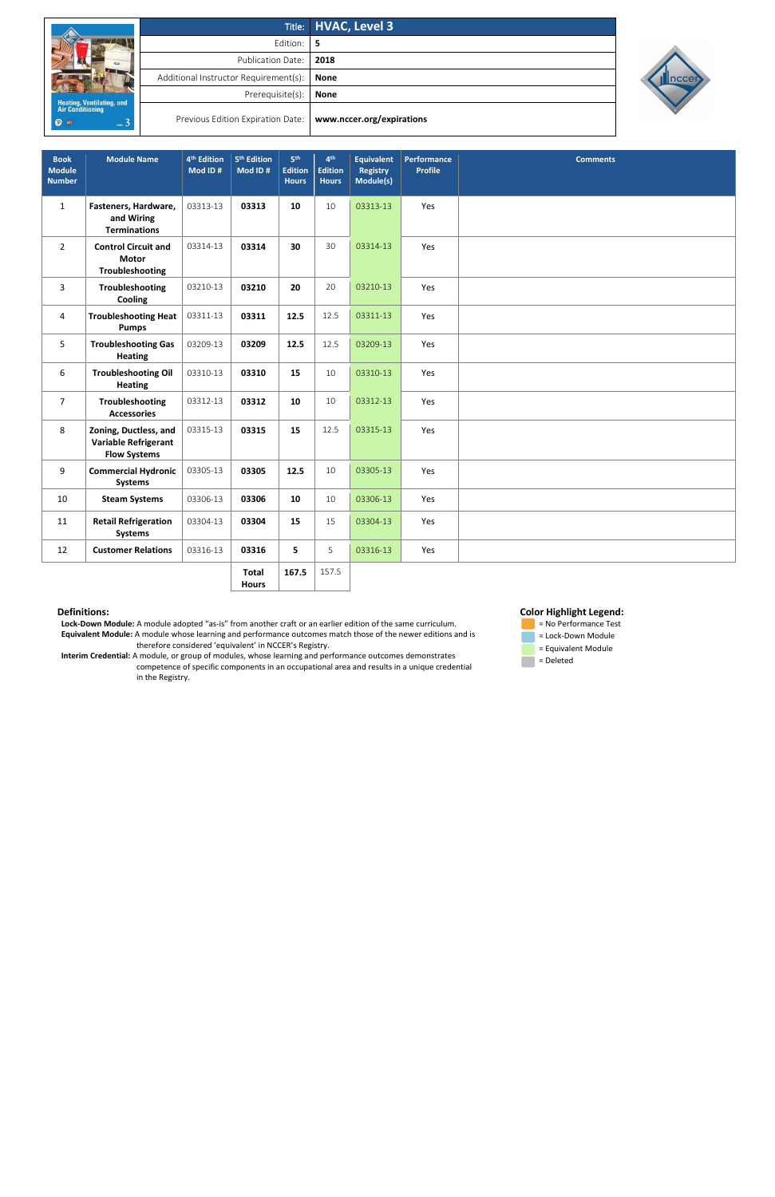| Title: | HVAC, Level 3 |
|---|---|
| Edition: | 5 |
| Publication Date: | 2018 |
| Additional Instructor Requirement(s): | None |
| Prerequisite(s): | None |
| Previous Edition Expiration Date: | www.nccer.org/expirations |

| Book Module Number | Module Name | 4th Edition Mod ID # | 5th Edition Mod ID # | 5th Edition Hours | 4th Edition Hours | Equivalent Registry Module(s) | Performance Profile | Comments |
|---|---|---|---|---|---|---|---|---|
| 1 | Fasteners, Hardware, and Wiring Terminations | 03313-13 | 03313 | 10 | 10 | 03313-13 | Yes | |
| 2 | Control Circuit and Motor Troubleshooting | 03314-13 | 03314 | 30 | 30 | 03314-13 | Yes | |
| 3 | Troubleshooting Cooling | 03210-13 | 03210 | 20 | 20 | 03210-13 | Yes | |
| 4 | Troubleshooting Heat Pumps | 03311-13 | 03311 | 12.5 | 12.5 | 03311-13 | Yes | |
| 5 | Troubleshooting Gas Heating | 03209-13 | 03209 | 12.5 | 12.5 | 03209-13 | Yes | |
| 6 | Troubleshooting Oil Heating | 03310-13 | 03310 | 15 | 10 | 03310-13 | Yes | |
| 7 | Troubleshooting Accessories | 03312-13 | 03312 | 10 | 10 | 03312-13 | Yes | |
| 8 | Zoning, Ductless, and Variable Refrigerant Flow Systems | 03315-13 | 03315 | 15 | 12.5 | 03315-13 | Yes | |
| 9 | Commercial Hydronic Systems | 03305-13 | 03305 | 12.5 | 10 | 03305-13 | Yes | |
| 10 | Steam Systems | 03306-13 | 03306 | 10 | 10 | 03306-13 | Yes | |
| 11 | Retail Refrigeration Systems | 03304-13 | 03304 | 15 | 15 | 03304-13 | Yes | |
| 12 | Customer Relations | 03316-13 | 03316 | 5 | 5 | 03316-13 | Yes | |
| | | | Total Hours | 167.5 | 157.5 | | | |

**Definitions:**

**Lock-Down Module:** A module adopted "as-is" from another craft or an earlier edition of the same curriculum.

**Equivalent Module:** A module whose learning and performance outcomes match those of the newer editions and is therefore considered 'equivalent' in NCCER's Registry.

**Interim Credential:** A module, or group of modules, whose learning and performance outcomes demonstrates competence of specific components in an occupational area and results in a unique credential in the Registry.

**Color Highlight Legend:**

- = No Performance Test
- = Lock-Down Module
- = Equivalent Module
- = Deleted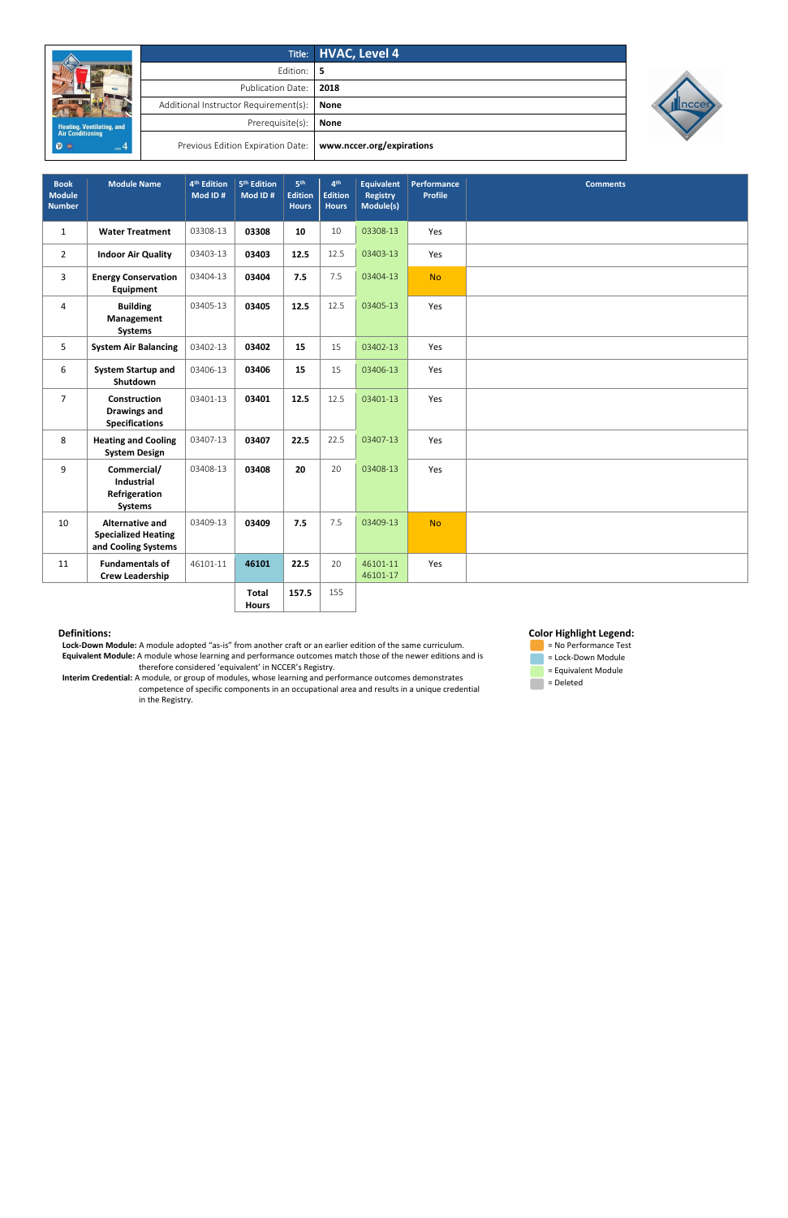| | |
|---|---|
| Title: | **HVAC, Level 4** |
| Edition: | **5** |
| Publication Date: | **2018** |
| Additional Instructor Requirement(s): | **None** |
| Prerequisite(s): | **None** |
| Previous Edition Expiration Date: | **www.nccer.org/expirations** |

| Book Module Number | Module Name | 4th Edition Mod ID # | 5th Edition Mod ID # | 5th Edition Hours | 4th Edition Hours | Equivalent Registry Module(s) | Performance Profile | Comments |
|---|---|---|---|---|---|---|---|---|
| 1 | **Water Treatment** | 03308-13 | **03308** | **10** | 10 | 03308-13 | Yes | |
| 2 | **Indoor Air Quality** | 03403-13 | **03403** | **12.5** | 12.5 | 03403-13 | Yes | |
| 3 | **Energy Conservation Equipment** | 03404-13 | **03404** | **7.5** | 7.5 | 03404-13 | No | |
| 4 | **Building Management Systems** | 03405-13 | **03405** | **12.5** | 12.5 | 03405-13 | Yes | |
| 5 | **System Air Balancing** | 03402-13 | **03402** | **15** | 15 | 03402-13 | Yes | |
| 6 | **System Startup and Shutdown** | 03406-13 | **03406** | **15** | 15 | 03406-13 | Yes | |
| 7 | **Construction Drawings and Specifications** | 03401-13 | **03401** | **12.5** | 12.5 | 03401-13 | Yes | |
| 8 | **Heating and Cooling System Design** | 03407-13 | **03407** | **22.5** | 22.5 | 03407-13 | Yes | |
| 9 | **Commercial/ Industrial Refrigeration Systems** | 03408-13 | **03408** | **20** | 20 | 03408-13 | Yes | |
| 10 | **Alternative and Specialized Heating and Cooling Systems** | 03409-13 | **03409** | **7.5** | 7.5 | 03409-13 | No | |
| 11 | **Fundamentals of Crew Leadership** | 46101-11 | **46101** | **22.5** | 20 | 46101-11 46101-17 | Yes | |
| | | | **Total Hours** | **157.5** | 155 | | | |

**Definitions:**

**Lock-Down Module:** A module adopted "as-is" from another craft or an earlier edition of the same curriculum.
**Equivalent Module:** A module whose learning and performance outcomes match those of the newer editions and is therefore considered 'equivalent' in NCCER's Registry.
**Interim Credential:** A module, or group of modules, whose learning and performance outcomes demonstrates competence of specific components in an occupational area and results in a unique credential in the Registry.

**Color Highlight Legend:**

= No Performance Test
= Lock-Down Module
= Equivalent Module
= Deleted